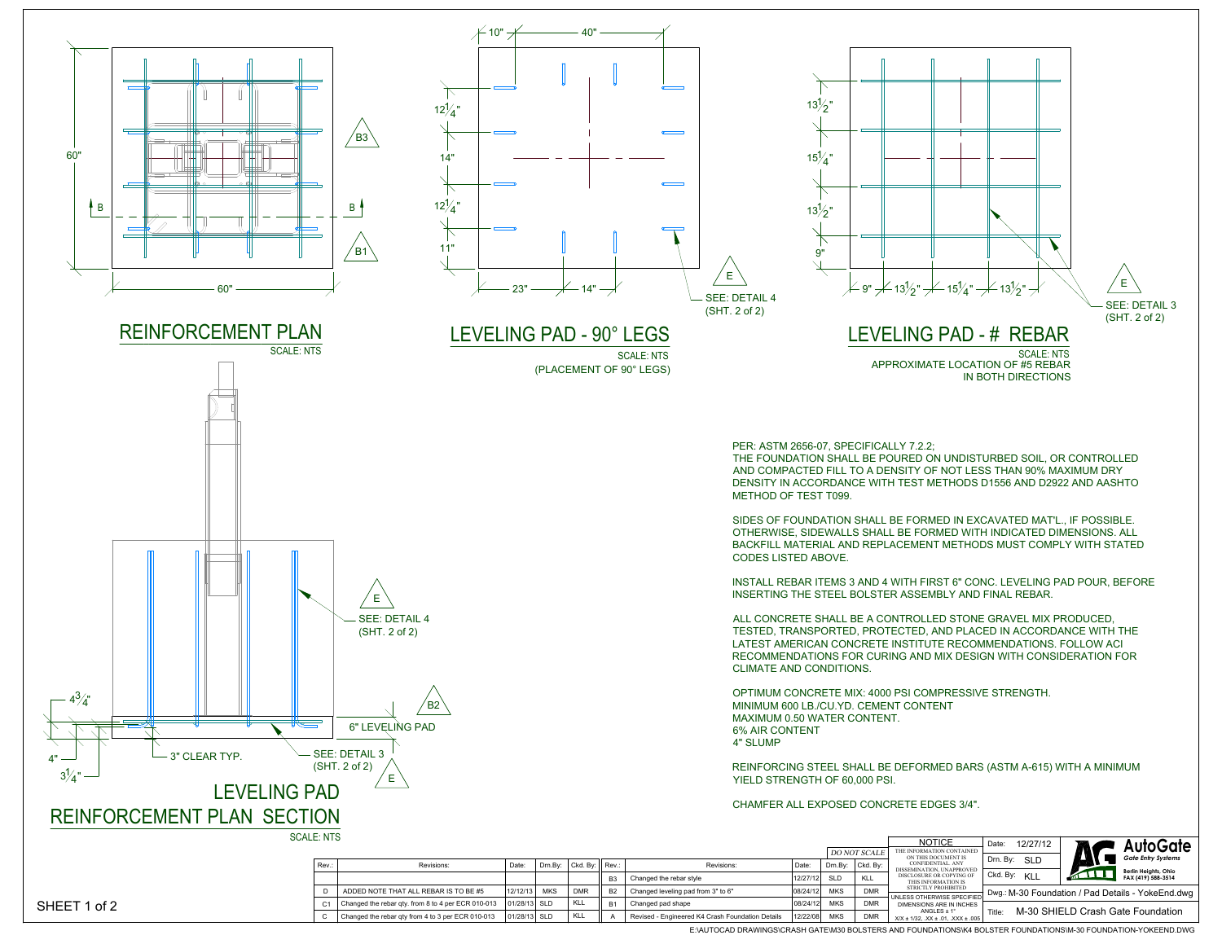## REINFORCEMENT PLAN

SCALE: NTS

60" × 60"

B — B

B3, B1

## LEVELING PAD - 90° LEGS

SCALE: NTS

(PLACEMENT OF 90° LEGS)

10", 40"

$12\frac{1}{4}$", 14", $12\frac{1}{4}$", 11"

23", 14"

E — SEE: DETAIL 4 (SHT. 2 of 2)

## LEVELING PAD - # REBAR

SCALE: NTS

APPROXIMATE LOCATION OF #5 REBAR IN BOTH DIRECTIONS

$13\frac{1}{2}$", $15\frac{1}{4}$", $13\frac{1}{2}$", 9"

9", $13\frac{1}{2}$", $15\frac{1}{4}$", $13\frac{1}{2}$"

E — SEE: DETAIL 3 (SHT. 2 of 2)

## LEVELING PAD REINFORCEMENT PLAN SECTION

SCALE: NTS

E — SEE: DETAIL 4 (SHT. 2 of 2)

B2 — 6" LEVELING PAD

$4\frac{3}{4}$"

4"

$3\frac{1}{4}$"

3" CLEAR TYP.

E — SEE: DETAIL 3 (SHT. 2 of 2)

PER: ASTM 2656-07, SPECIFICALLY 7.2.2;
THE FOUNDATION SHALL BE POURED ON UNDISTURBED SOIL, OR CONTROLLED AND COMPACTED FILL TO A DENSITY OF NOT LESS THAN 90% MAXIMUM DRY DENSITY IN ACCORDANCE WITH TEST METHODS D1556 AND D2922 AND AASHTO METHOD OF TEST T099.

SIDES OF FOUNDATION SHALL BE FORMED IN EXCAVATED MAT'L., IF POSSIBLE. OTHERWISE, SIDEWALLS SHALL BE FORMED WITH INDICATED DIMENSIONS. ALL BACKFILL MATERIAL AND REPLACEMENT METHODS MUST COMPLY WITH STATED CODES LISTED ABOVE.

INSTALL REBAR ITEMS 3 AND 4 WITH FIRST 6" CONC. LEVELING PAD POUR, BEFORE INSERTING THE STEEL BOLSTER ASSEMBLY AND FINAL REBAR.

ALL CONCRETE SHALL BE A CONTROLLED STONE GRAVEL MIX PRODUCED, TESTED, TRANSPORTED, PROTECTED, AND PLACED IN ACCORDANCE WITH THE LATEST AMERICAN CONCRETE INSTITUTE RECOMMENDATIONS. FOLLOW ACI RECOMMENDATIONS FOR CURING AND MIX DESIGN WITH CONSIDERATION FOR CLIMATE AND CONDITIONS.

OPTIMUM CONCRETE MIX: 4000 PSI COMPRESSIVE STRENGTH.
MINIMUM 600 LB./CU.YD. CEMENT CONTENT
MAXIMUM 0.50 WATER CONTENT.
6% AIR CONTENT
4" SLUMP

REINFORCING STEEL SHALL BE DEFORMED BARS (ASTM A-615) WITH A MINIMUM YIELD STRENGTH OF 60,000 PSI.

CHAMFER ALL EXPOSED CONCRETE EDGES 3/4".

| Rev.: | Revisions: | Date: | Drn.By: | Ckd. By: | Rev.: | Revisions: | Date: | Drn.By: | Ckd. By: |
|---|---|---|---|---|---|---|---|---|---|
| | | | | | B3 | Changed the rebar style | 12/27/12 | SLD | KLL |
| D | ADDED NOTE THAT ALL REBAR IS TO BE #5 | 12/12/13 | MKS | DMR | B2 | Changed leveling pad from 3" to 6" | 08/24/12 | MKS | DMR |
| C1 | Changed the rebar qty. from 8 to 4 per ECR 010-013 | 01/28/13 | SLD | KLL | B1 | Changed pad shape | 08/24/12 | MKS | DMR |
| C | Changed the rebar qty from 4 to 3 per ECR 010-013 | 01/28/13 | SLD | KLL | A | Revised - Engineered K4 Crash Foundation Details | 12/22/08 | MKS | DMR |

DO NOT SCALE

NOTICE
THE INFORMATION CONTAINED ON THIS DOCUMENT IS CONFIDENTIAL. ANY DISSEMINATION, UNAPPROVED DISCLOSURE OR COPYING OF THIS INFORMATION IS STRICTLY PROHIBITED

UNLESS OTHERWISE SPECIFIED DIMENSIONS ARE IN INCHES
ANGLES ± 1°
X/X ± 1/32, .XX ± .01, .XXX ± .005

Date: 12/27/12
Drn. By: SLD
Ckd. By: KLL

AutoGate
Gate Entry Systems
Berlin Heights, Ohio
FAX (419) 588-3514

Dwg.: M-30 Foundation / Pad Details - YokeEnd.dwg

Title: M-30 SHIELD Crash Gate Foundation

SHEET 1 of 2

E:\AUTOCAD DRAWINGS\CRASH GATE\M30 BOLSTERS AND FOUNDATIONS\K4 BOLSTER FOUNDATIONS\M-30 FOUNDATION-YOKEEND.DWG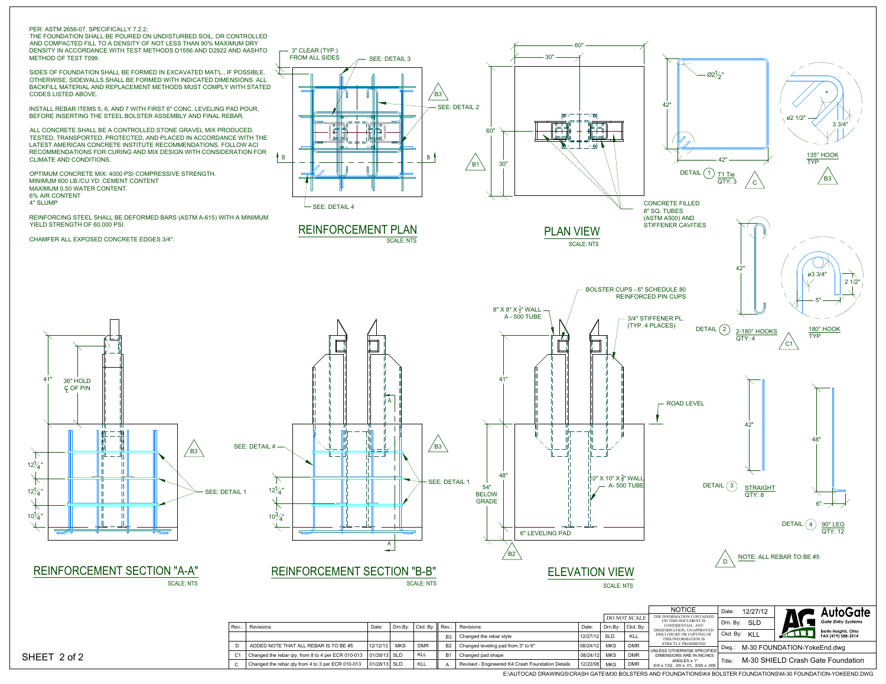PER: ASTM 2656-07, SPECIFICALLY 7.2.2;
THE FOUNDATION SHALL BE POURED ON UNDISTURBED SOIL, OR CONTROLLED AND COMPACTED FILL TO A DENSITY OF NOT LESS THAN 90% MAXIMUM DRY DENSITY IN ACCORDANCE WITH TEST METHODS D1556 AND D2922 AND AASHTO METHOD OF TEST T099.

SIDES OF FOUNDATION SHALL BE FORMED IN EXCAVATED MAT'L., IF POSSIBLE. OTHERWISE, SIDEWALLS SHALL BE FORMED WITH INDICATED DIMENSIONS. ALL BACKFILL MATERIAL AND REPLACEMENT METHODS MUST COMPLY WITH STATED CODES LISTED ABOVE.

INSTALL REBAR ITEMS 5, 6, AND 7 WITH FIRST 6" CONC. LEVELING PAD POUR, BEFORE INSERTING THE STEEL BOLSTER ASSEMBLY AND FINAL REBAR.

ALL CONCRETE SHALL BE A CONTROLLED STONE GRAVEL MIX PRODUCED, TESTED, TRANSPORTED, PROTECTED, AND PLACED IN ACCORDANCE WITH THE LATEST AMERICAN CONCRETE INSTITUTE RECOMMENDATIONS. FOLLOW ACI RECOMMENDATIONS FOR CURING AND MIX DESIGN WITH CONSIDERATION FOR CLIMATE AND CONDITIONS.

OPTIMUM CONCRETE MIX: 4000 PSI COMPRESSIVE STRENGTH.
MINIMUM 600 LB./CU.YD. CEMENT CONTENT
MAXIMUM 0.50 WATER CONTENT.
6% AIR CONTENT
4" SLUMP

REINFORCING STEEL SHALL BE DEFORMED BARS (ASTM A-615) WITH A MINIMUM YIELD STRENGTH OF 60,000 PSI.

CHAMFER ALL EXPOSED CONCRETE EDGES 3/4".

## REINFORCEMENT PLAN
SCALE: NTS

3" CLEAR (TYP.) FROM ALL SIDES
SEE: DETAIL 3
SEE: DETAIL 2
SEE: DETAIL 4
B3
B
B

## PLAN VIEW
SCALE: NTS

60"
30"
60"
30"
B1
CONCRETE FILLED 8" SQ. TUBES (ASTM A500) AND STIFFENER CAVITIES

DETAIL 1 — T1 Tie, QTY: 3
Ø2 1/2"
42"
42"
ø2 1/2"
3 3/4"
135° HOOK TYP
B3
C

DETAIL 2 — 2-180° HOOKS, QTY: 4
42"
ø3 3/4"
2 1/2"
5"
180° HOOK TYP
C1

DETAIL 3 — STRAIGHT, QTY: 8
42"

DETAIL 4 — 90° LEG, QTY: 12
48"
6"

D — NOTE: ALL REBAR TO BE #5

## REINFORCEMENT SECTION "A-A"
SCALE: NTS

41"
36" HOLD ℄ OF PIN
B3
$12\frac{1}{4}$"
$12\frac{1}{4}$"
$10\frac{1}{4}$"
SEE: DETAIL 1

## REINFORCEMENT SECTION "B-B"
SCALE: NTS

SEE: DETAIL 4
SEE: DETAIL 1
B3
$12\frac{1}{4}$"
$10\frac{3}{4}$"
A
A

## ELEVATION VIEW
SCALE: NTS

BOLSTER CUPS - 6" SCHEDULE 80 REINFORCED PIN CUPS
8" X 8" X $\frac{1}{2}$" WALL A - 500 TUBE
3/4" STIFFENER PL. (TYP. 4 PLACES)
41"
ROAD LEVEL
48"
54" BELOW GRADE
10" X 10" X $\frac{3}{8}$" WALL A- 500 TUBE
6" LEVELING PAD
B2

| Rev.: | Revisions: | Date: | Drn.By: | Ckd. By: |
|---|---|---|---|---|
| D | ADDED NOTE THAT ALL REBAR IS TO BE #5 | 12/12/13 | MKS | DMR |
| C1 | Changed the rebar qty. from 8 to 4 per ECR 010-013 | 01/28/13 | SLD | KLL |
| C | Changed the rebar qty from 4 to 3 per ECR 010-013 | 01/28/13 | SLD | KLL |
| B3 | Changed the rebar style | 12/27/12 | SLD | KLL |
| B2 | Changed leveling pad from 3" to 6" | 08/24/12 | MKS | DMR |
| B1 | Changed pad shape | 08/24/12 | MKS | DMR |
| A | Revised - Engineered K4 Crash Foundation Details | 12/22/08 | MKS | DMR |

DO NOT SCALE

NOTICE
THE INFORMATION CONTAINED ON THIS DOCUMENT IS CONFIDENTIAL. ANY DISSEMINATION, UNAPPROVED DISCLOSURE OR COPYING OF THIS INFORMATION IS STRICTLY PROHIBITED

UNLESS OTHERWISE SPECIFIED DIMENSIONS ARE IN INCHES ANGLES ± 1° X/X ± 1/32, .XX ± .01, .XXX ± .005

Date: 12/27/12
Drn. By: SLD
Ckd. By: KLL
Dwg.: M-30 FOUNDATION-YokeEnd.dwg
Title: M-30 SHIELD Crash Gate Foundation

AutoGate — Gate Entry Systems
Berlin Heights, Ohio
FAX (419) 588-3514

SHEET 2 of 2

E:\AUTOCAD DRAWINGS\CRASH GATE\M30 BOLSTERS AND FOUNDATIONS\K4 BOLSTER FOUNDATIONS\M-30 FOUNDATION-YOKEEND.DWG